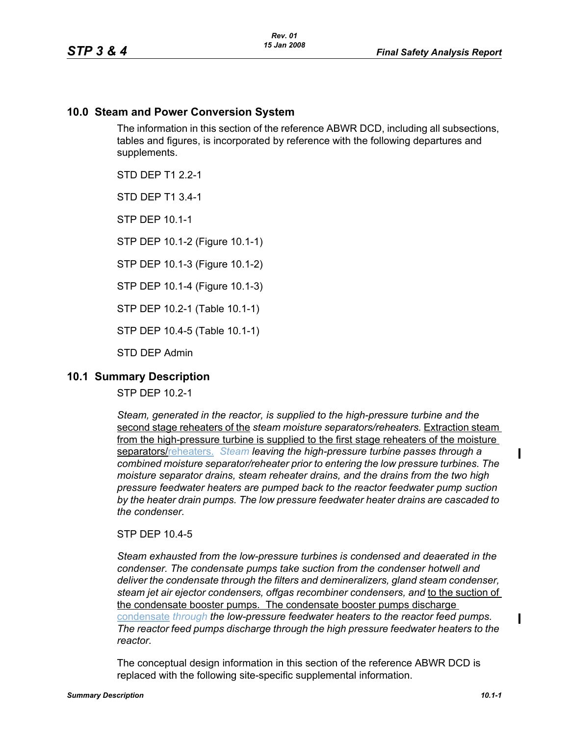# 10.0 Steam and Power Conversion System

The information in this section of the reference ABWR DCD, including all subsections, tables and figures, is incorporated by reference with the following departures and supplements.

STD DEP T1 2.2-1

STD DEP T1 3.4-1

STP DEP 10.1-1

STP DEP 10.1-2 (Figure 10.1-1)

STP DEP 10.1-3 (Figure 10.1-2)

STP DEP 10.1-4 (Figure 10.1-3)

STP DEP 10.2-1 (Table 10.1-1)

STP DEP 10.4-5 (Table 10.1-1)

STD DEP Admin

## 10.1 Summary Description

STP DEP 10.2-1

*Steam, generated in the reactor, is supplied to the high-pressure turbine and the* second stage reheaters of the *steam moisture separators/reheaters.* Extraction steam from the high-pressure turbine is supplied to the first stage reheaters of the moisture separators/reheaters. *Steam leaving the high-pressure turbine passes through a combined moisture separator/reheater prior to entering the low pressure turbines. The moisture separator drains, steam reheater drains, and the drains from the two high pressure feedwater heaters are pumped back to the reactor feedwater pump suction by the heater drain pumps. The low pressure feedwater heater drains are cascaded to the condenser.*

STP DEP 10.4-5

*Steam exhausted from the low-pressure turbines is condensed and deaerated in the condenser. The condensate pumps take suction from the condenser hotwell and deliver the condensate through the filters and demineralizers, gland steam condenser, steam jet air ejector condensers, offgas recombiner condensers, and* to the suction of the condensate booster pumps. The condensate booster pumps discharge condensate *through the low-pressure feedwater heaters to the reactor feed pumps. The reactor feed pumps discharge through the high pressure feedwater heaters to the reactor.*

The conceptual design information in this section of the reference ABWR DCD is replaced with the following site-specific supplemental information.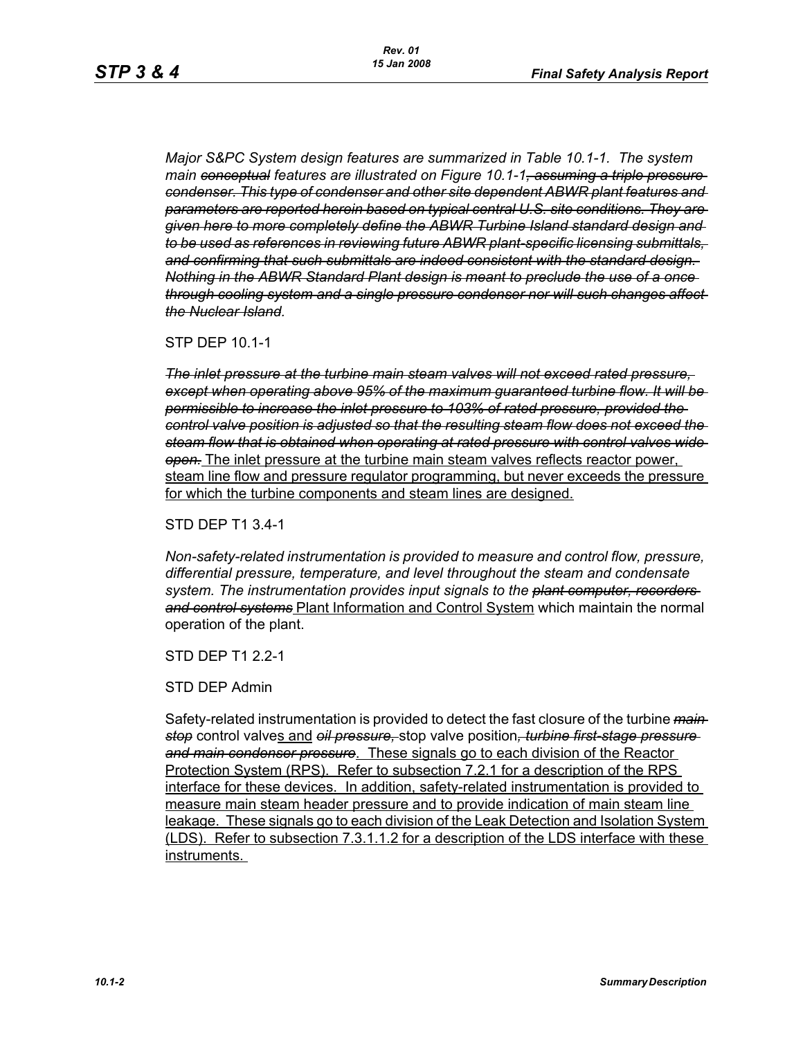*Major S&PC System design features are summarized in Table 10.1-1. The system main ~~conceptual~~ features are illustrated on Figure 10.1-1~~, assuming a triple pressure condenser. This type of condenser and other site dependent ABWR plant features and parameters are reported herein based on typical central U.S. site conditions. They are given here to more completely define the ABWR Turbine Island standard design and to be used as references in reviewing future ABWR plant-specific licensing submittals, and confirming that such submittals are indeed consistent with the standard design. Nothing in the ABWR Standard Plant design is meant to preclude the use of a once through cooling system and a single pressure condenser nor will such changes affect the Nuclear Island.~~*

STP DEP 10.1-1

*~~The inlet pressure at the turbine main steam valves will not exceed rated pressure, except when operating above 95% of the maximum guaranteed turbine flow. It will be permissible to increase the inlet pressure to 103% of rated pressure, provided the control valve position is adjusted so that the resulting steam flow does not exceed the steam flow that is obtained when operating at rated pressure with control valves wide open.~~* <u>The inlet pressure at the turbine main steam valves reflects reactor power, steam line flow and pressure regulator programming, but never exceeds the pressure for which the turbine components and steam lines are designed.</u>

STD DEP T1 3.4-1

*Non-safety-related instrumentation is provided to measure and control flow, pressure, differential pressure, temperature, and level throughout the steam and condensate system. The instrumentation provides input signals to the ~~plant computer, recorders and control systems~~* <u>Plant Information and Control System</u> which maintain the normal operation of the plant.

STD DEP T1 2.2-1

STD DEP Admin

Safety-related instrumentation is provided to detect the fast closure of the turbine *~~main stop~~* control valve<u>s and</u> *~~oil pressure,~~* stop valve position*~~, turbine first-stage pressure and main condenser pressure~~*. <u>These signals go to each division of the Reactor Protection System (RPS). Refer to subsection 7.2.1 for a description of the RPS interface for these devices. In addition, safety-related instrumentation is provided to measure main steam header pressure and to provide indication of main steam line leakage. These signals go to each division of the Leak Detection and Isolation System (LDS). Refer to subsection 7.3.1.1.2 for a description of the LDS interface with these instruments.</u>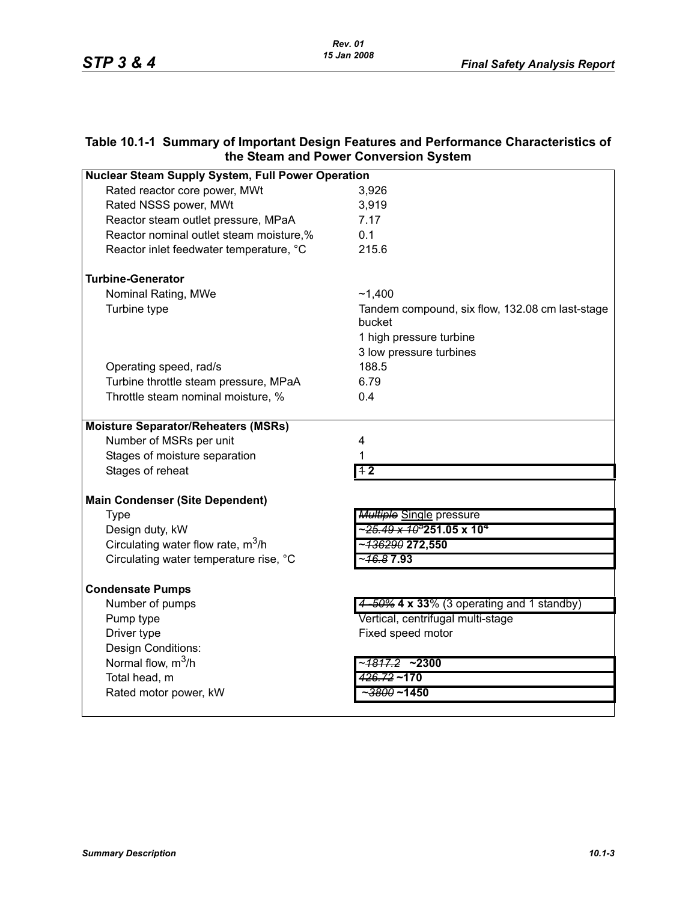## Table 10.1-1 Summary of Important Design Features and Performance Characteristics of the Steam and Power Conversion System

| | |
|---|---|
| **Nuclear Steam Supply System, Full Power Operation** | |
| Rated reactor core power, MWt | 3,926 |
| Rated NSSS power, MWt | 3,919 |
| Reactor steam outlet pressure, MPaA | 7.17 |
| Reactor nominal outlet steam moisture,% | 0.1 |
| Reactor inlet feedwater temperature, °C | 215.6 |
| **Turbine-Generator** | |
| Nominal Rating, MWe | ~1,400 |
| Turbine type | Tandem compound, six flow, 132.08 cm last-stage bucket<br>1 high pressure turbine<br>3 low pressure turbines |
| Operating speed, rad/s | 188.5 |
| Turbine throttle steam pressure, MPaA | 6.79 |
| Throttle steam nominal moisture, % | 0.4 |
| **Moisture Separator/Reheaters (MSRs)** | |
| Number of MSRs per unit | 4 |
| Stages of moisture separation | 1 |
| Stages of reheat | ~~1~~ **2** |
| **Main Condenser (Site Dependent)** | |
| Type | ~~*Multiple*~~ Single pressure |
| Design duty, kW | ~~~*25.49 x 10*$^5$~~ **251.05 x 10$^4$** |
| Circulating water flow rate, m$^3$/h | ~~~*136290*~~ **272,550** |
| Circulating water temperature rise, °C | ~~~*16.8*~~ **7.93** |
| **Condensate Pumps** | |
| Number of pumps | ~~*4–50%*~~ **4 x 33**% (3 operating and 1 standby) |
| Pump type | Vertical, centrifugal multi-stage |
| Driver type | Fixed speed motor |
| Design Conditions: | |
| Normal flow, m$^3$/h | ~~~*1817.2*~~ **~2300** |
| Total head, m | ~~*426.72*~~ **~170** |
| Rated motor power, kW | ~~~*3800*~~ **~1450** |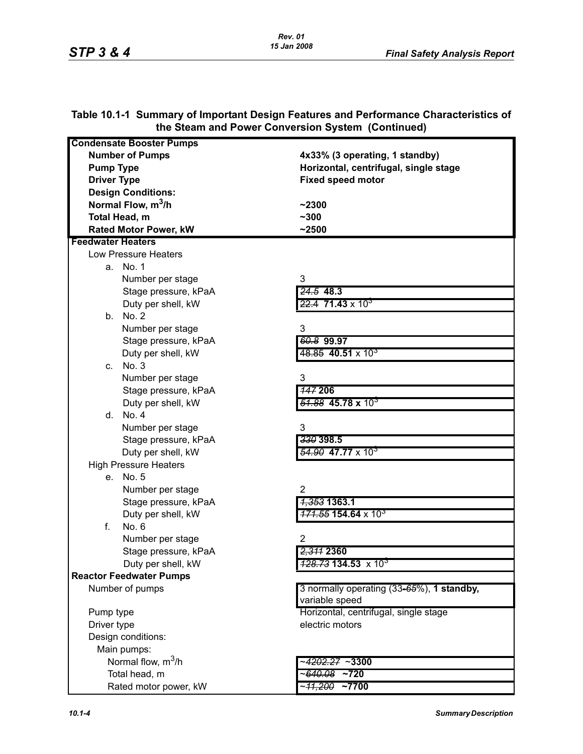### Table 10.1-1 Summary of Important Design Features and Performance Characteristics of the Steam and Power Conversion System (Continued)

| | |
|---|---|
| **Condensate Booster Pumps** | |
| **Number of Pumps** | **4x33% (3 operating, 1 standby)** |
| **Pump Type** | **Horizontal, centrifugal, single stage** |
| **Driver Type** | **Fixed speed motor** |
| **Design Conditions:** | |
| **Normal Flow, $m^3$/h** | **~2300** |
| **Total Head, m** | **~300** |
| **Rated Motor Power, kW** | **~2500** |
| **Feedwater Heaters** | |
| Low Pressure Heaters | |
| a. No. 1 | |
| Number per stage | 3 |
| Stage pressure, kPaA | ~~*24.5*~~ **48.3** |
| Duty per shell, kW | ~~22.4~~ **71.43** x $10^3$ |
| b. No. 2 | |
| Number per stage | 3 |
| Stage pressure, kPaA | ~~*60.8*~~ **99.97** |
| Duty per shell, kW | ~~48.85~~ **40.51** x $10^3$ |
| c. No. 3 | |
| Number per stage | 3 |
| Stage pressure, kPaA | ~~*147*~~ **206** |
| Duty per shell, kW | ~~*51.88*~~ **45.78 x** $10^3$ |
| d. No. 4 | |
| Number per stage | 3 |
| Stage pressure, kPaA | ~~*330*~~ **398.5** |
| Duty per shell, kW | ~~*54.90*~~ **47.77** x $10^3$ |
| High Pressure Heaters | |
| e. No. 5 | |
| Number per stage | 2 |
| Stage pressure, kPaA | ~~*1,353*~~ **1363.1** |
| Duty per shell, kW | ~~*171.55*~~ **154.64** x $10^3$ |
| f. No. 6 | |
| Number per stage | 2 |
| Stage pressure, kPaA | ~~*2,311*~~ **2360** |
| Duty per shell, kW | ~~*128.73*~~ **134.53** x $10^3$ |
| **Reactor Feedwater Pumps** | |
| Number of pumps | 3 normally operating (33~~-*65*~~%), **1 standby,** variable speed |
| Pump type | Horizontal, centrifugal, single stage |
| Driver type | electric motors |
| Design conditions: | |
| Main pumps: | |
| Normal flow, $m^3$/h | ~~*~4202.27*~~ **~3300** |
| Total head, m | ~~*~640.08*~~ **~720** |
| Rated motor power, kW | ~~*~11,200*~~ **~7700** |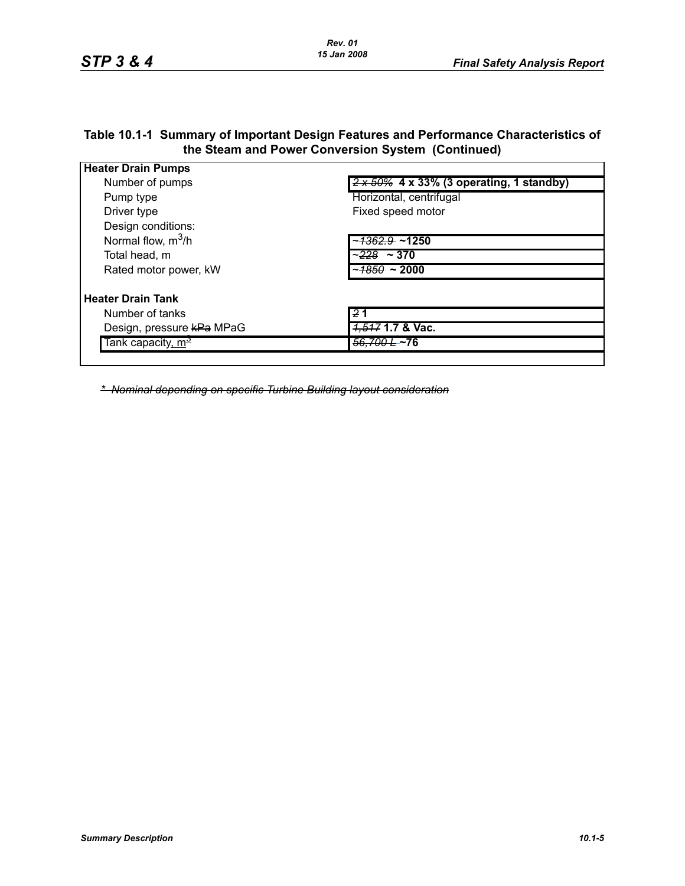**Table 10.1-1 Summary of Important Design Features and Performance Characteristics of the Steam and Power Conversion System (Continued)**

| | |
|---|---|
| **Heater Drain Pumps** | |
| Number of pumps | ~~2 x 50%~~ **4 x 33% (3 operating, 1 standby)** |
| Pump type | Horizontal, centrifugal |
| Driver type | Fixed speed motor |
| Design conditions: | |
| Normal flow, $m^3/h$ | ~~~1362.9~~ **~1250** |
| Total head, m | ~~~228~~ **~ 370** |
| Rated motor power, kW | ~~~1850~~ **~ 2000** |
| **Heater Drain Tank** | |
| Number of tanks | ~~2~~ **1** |
| Design, pressure ~~kPa~~ MPaG | ~~1,517~~ **1.7 & Vac.** |
| Tank capacity, $m^3$ | ~~56,700 L~~ **~76** |

~~* Nominal depending on specific Turbine Building layout consideration~~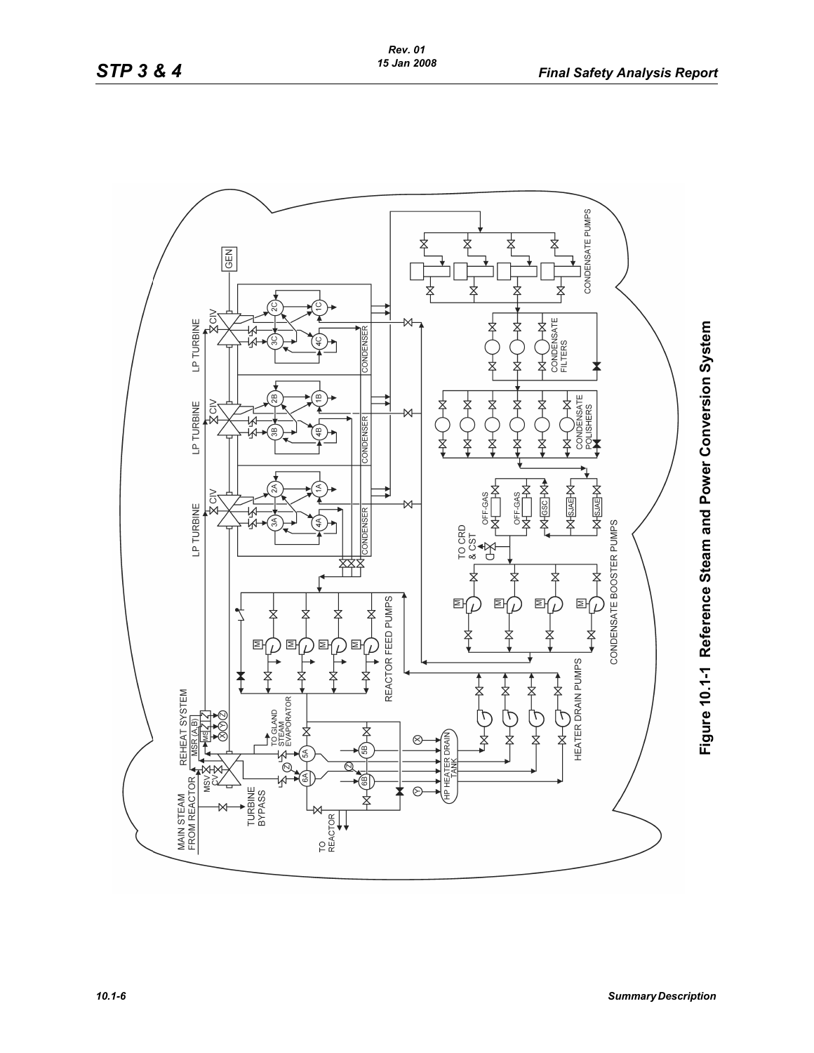MAIN STEAM FROM REACTOR

TURBINE BYPASS

TO REACTOR

MSV

CV

REHEAT SYSTEM MSR (A,B)

MS

TO GLAND STEAM EVAPORATOR

5A

6A

5B

6B

HP HEATER DRAIN TANK

HEATER DRAIN PUMPS

REACTOR FEED PUMPS

LP TURBINE

CIV

GEN

2A 1A 3A 4A

2B 1B 3B 4B

2C 1C 3C 4C

CONDENSER

CONDENSATE PUMPS

CONDENSATE FILTERS

CONDENSATE POLISHERS

OFF-GAS

GSC

SJAE

TO CRD & CST

CONDENSATE BOOSTER PUMPS

**Figure 10.1-1 Reference Steam and Power Conversion System**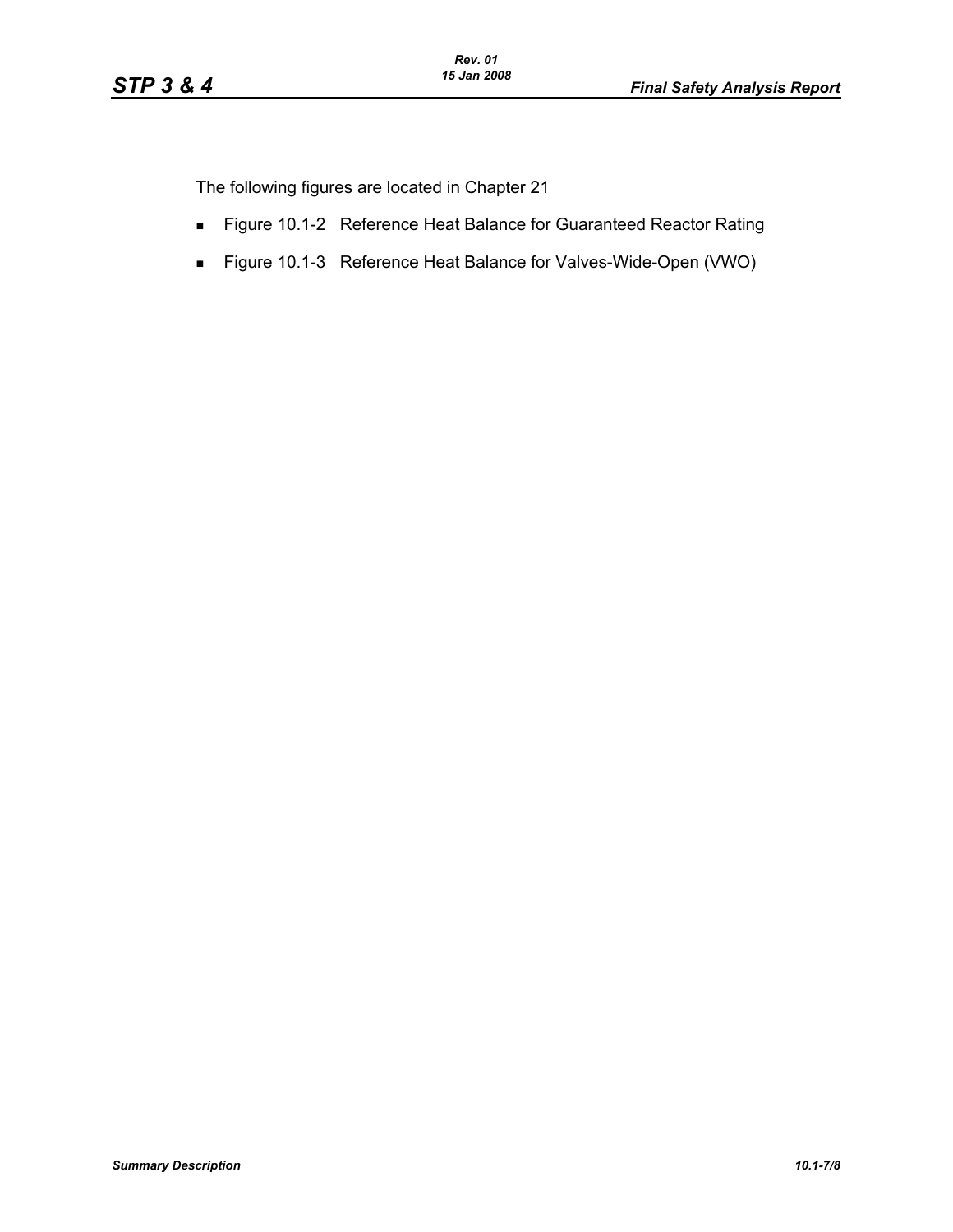The following figures are located in Chapter 21

- Figure 10.1-2 Reference Heat Balance for Guaranteed Reactor Rating
- Figure 10.1-3 Reference Heat Balance for Valves-Wide-Open (VWO)